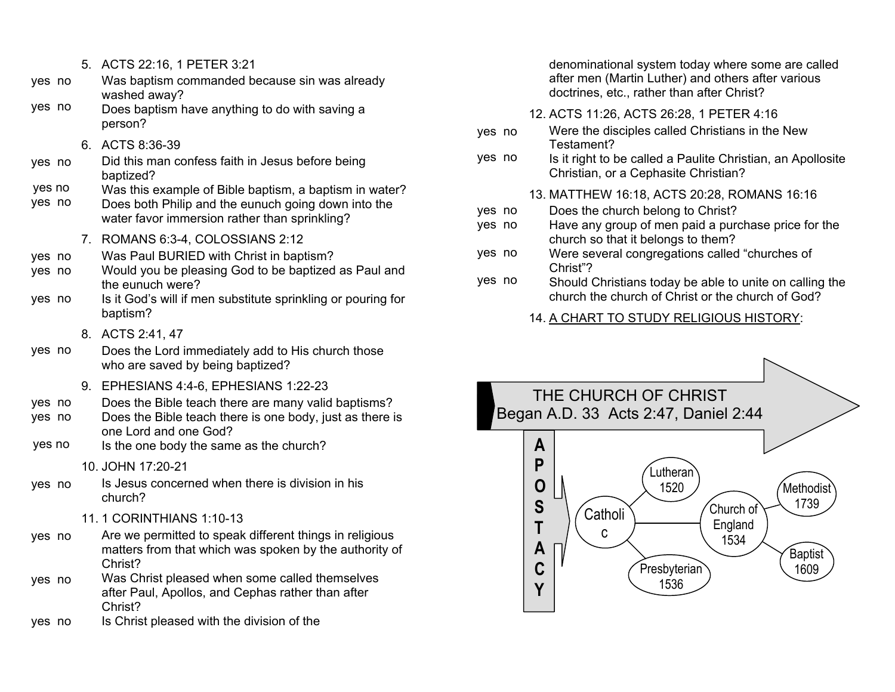5. ACTS 22:16, 1 PETER 3:21

yes no Was baptism commanded because sin was already washed away?

yes no Does baptism have anything to do with saving a person?

6. ACTS 8:36-39

yes no Did this man confess faith in Jesus before being baptized?

yes no Was this example of Bible baptism, a baptism in water?

yes no Does both Philip and the eunuch going down into the water favor immersion rather than sprinkling?

7. ROMANS 6:3-4, COLOSSIANS 2:12

yes no Was Paul BURIED with Christ in baptism?

yes no Would you be pleasing God to be baptized as Paul and the eunuch were?

yes no Is it God's will if men substitute sprinkling or pouring for baptism?

8. ACTS 2:41, 47

yes no Does the Lord immediately add to His church those who are saved by being baptized?

9. EPHESIANS 4:4-6, EPHESIANS 1:22-23

yes no Does the Bible teach there are many valid baptisms?

yes no Does the Bible teach there is one body, just as there is one Lord and one God?

yes no Is the one body the same as the church?

10. JOHN 17:20-21

yes no Is Jesus concerned when there is division in his church?

11. 1 CORINTHIANS 1:10-13

yes no Are we permitted to speak different things in religious matters from that which was spoken by the authority of Christ?

yes no Was Christ pleased when some called themselves after Paul, Apollos, and Cephas rather than after Christ?

yes no Is Christ pleased with the division of the denominational system today where some are called after men (Martin Luther) and others after various doctrines, etc., rather than after Christ?

12. ACTS 11:26, ACTS 26:28, 1 PETER 4:16

yes no Were the disciples called Christians in the New Testament?

yes no Is it right to be called a Paulite Christian, an Apollosite Christian, or a Cephasite Christian?

13. MATTHEW 16:18, ACTS 20:28, ROMANS 16:16

yes no Does the church belong to Christ?

yes no Have any group of men paid a purchase price for the church so that it belongs to them?

yes no Were several congregations called "churches of Christ"?

yes no Should Christians today be able to unite on calling the church the church of Christ or the church of God?

14. A CHART TO STUDY RELIGIOUS HISTORY:

THE CHURCH OF CHRIST
Began A.D. 33 Acts 2:47, Daniel 2:44

APOSTACY

Catholic

Lutheran 1520

Presbyterian 1536

Church of England 1534

Methodist 1739

Baptist 1609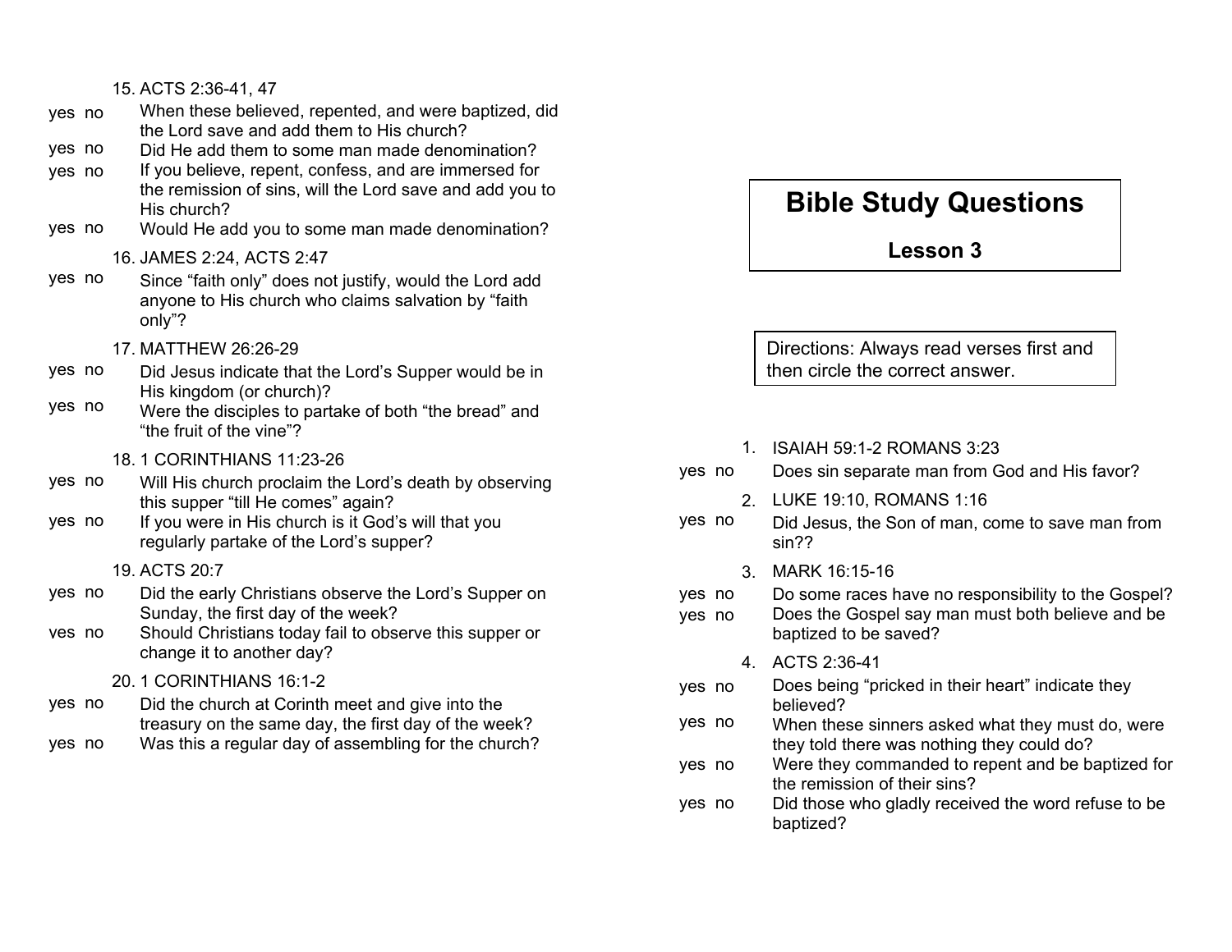15. ACTS 2:36-41, 47

yes no When these believed, repented, and were baptized, did the Lord save and add them to His church?

yes no Did He add them to some man made denomination?

yes no If you believe, repent, confess, and are immersed for the remission of sins, will the Lord save and add you to His church?

yes no Would He add you to some man made denomination?

16. JAMES 2:24, ACTS 2:47

yes no Since "faith only" does not justify, would the Lord add anyone to His church who claims salvation by "faith only"?

17. MATTHEW 26:26-29

yes no Did Jesus indicate that the Lord's Supper would be in His kingdom (or church)?

yes no Were the disciples to partake of both "the bread" and "the fruit of the vine"?

18. 1 CORINTHIANS 11:23-26

yes no Will His church proclaim the Lord's death by observing this supper "till He comes" again?

yes no If you were in His church is it God's will that you regularly partake of the Lord's supper?

19. ACTS 20:7

yes no Did the early Christians observe the Lord's Supper on Sunday, the first day of the week?

yes no Should Christians today fail to observe this supper or change it to another day?

20. 1 CORINTHIANS 16:1-2

yes no Did the church at Corinth meet and give into the treasury on the same day, the first day of the week?

yes no Was this a regular day of assembling for the church?

# Bible Study Questions

## Lesson 3

Directions: Always read verses first and then circle the correct answer.

1. ISAIAH 59:1-2 ROMANS 3:23

yes no Does sin separate man from God and His favor?

2. LUKE 19:10, ROMANS 1:16

yes no Did Jesus, the Son of man, come to save man from sin??

3. MARK 16:15-16

yes no Do some races have no responsibility to the Gospel?

yes no Does the Gospel say man must both believe and be baptized to be saved?

4. ACTS 2:36-41

yes no Does being "pricked in their heart" indicate they believed?

yes no When these sinners asked what they must do, were they told there was nothing they could do?

yes no Were they commanded to repent and be baptized for the remission of their sins?

yes no Did those who gladly received the word refuse to be baptized?